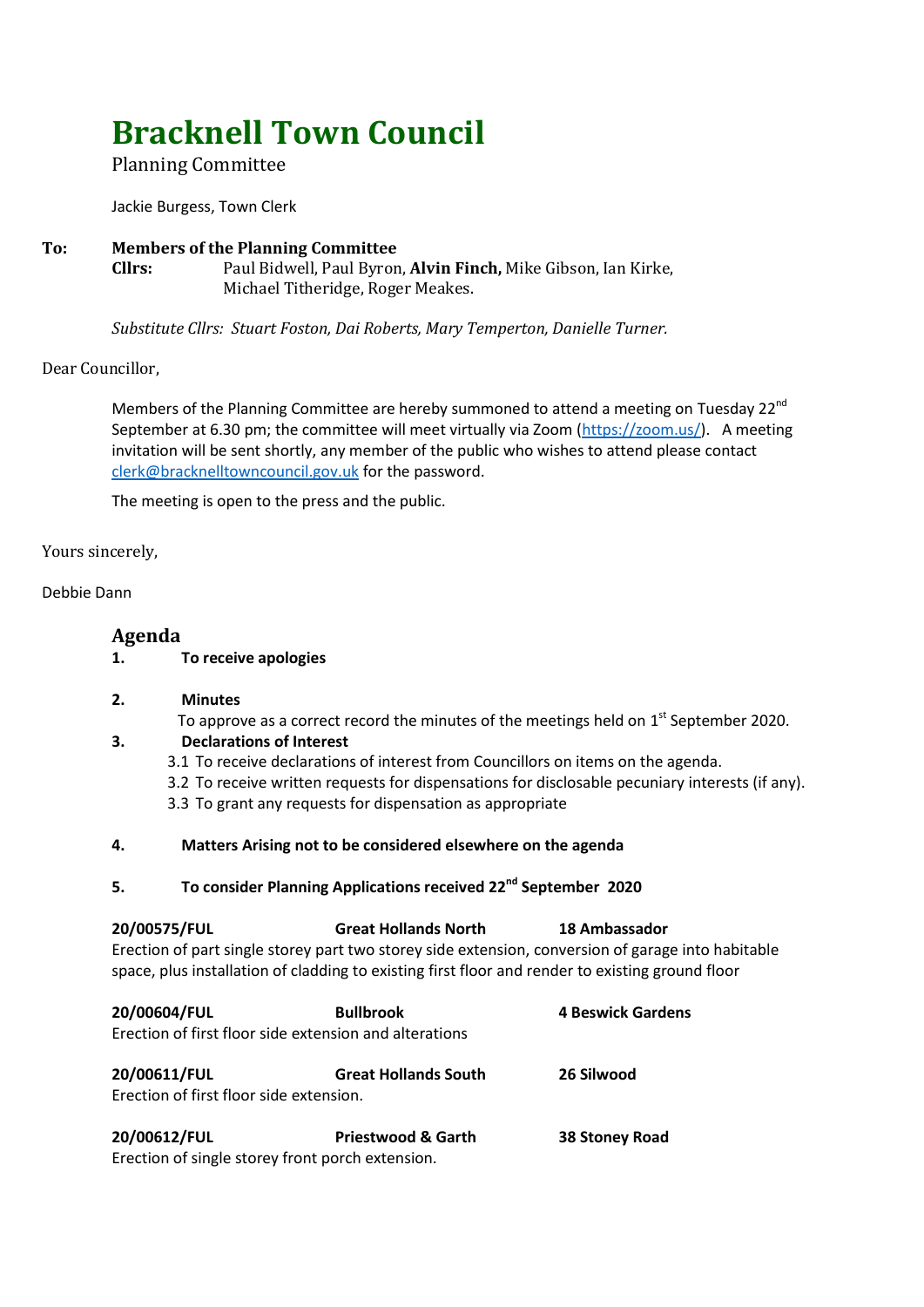# Bracknell Town Council

Planning Committee

Jackie Burgess, Town Clerk

**To: Members of the Planning Committee**

**Cllrs:** Paul Bidwell, Paul Byron, **Alvin Finch,** Mike Gibson, Ian Kirke, Michael Titheridge, Roger Meakes.

*Substitute Cllrs: Stuart Foston, Dai Roberts, Mary Temperton, Danielle Turner.*

Dear Councillor,

Members of the Planning Committee are hereby summoned to attend a meeting on Tuesday 22nd September at 6.30 pm; the committee will meet virtually via Zoom (https://zoom.us/). A meeting invitation will be sent shortly, any member of the public who wishes to attend please contact clerk@bracknelltowncouncil.gov.uk for the password.

The meeting is open to the press and the public.

Yours sincerely,

Debbie Dann

## Agenda

**1. To receive apologies**

**2. Minutes**

To approve as a correct record the minutes of the meetings held on 1st September 2020.

**3. Declarations of Interest**

3.1 To receive declarations of interest from Councillors on items on the agenda.

3.2 To receive written requests for dispensations for disclosable pecuniary interests (if any).

3.3 To grant any requests for dispensation as appropriate

**4. Matters Arising not to be considered elsewhere on the agenda**

**5. To consider Planning Applications received 22nd September 2020**

**20/00575/FUL** | **Great Hollands North** | **18 Ambassador**

Erection of part single storey part two storey side extension, conversion of garage into habitable space, plus installation of cladding to existing first floor and render to existing ground floor

**20/00604/FUL** | **Bullbrook** | **4 Beswick Gardens**

Erection of first floor side extension and alterations

**20/00611/FUL** | **Great Hollands South** | **26 Silwood**

Erection of first floor side extension.

**20/00612/FUL** | **Priestwood & Garth** | **38 Stoney Road**

Erection of single storey front porch extension.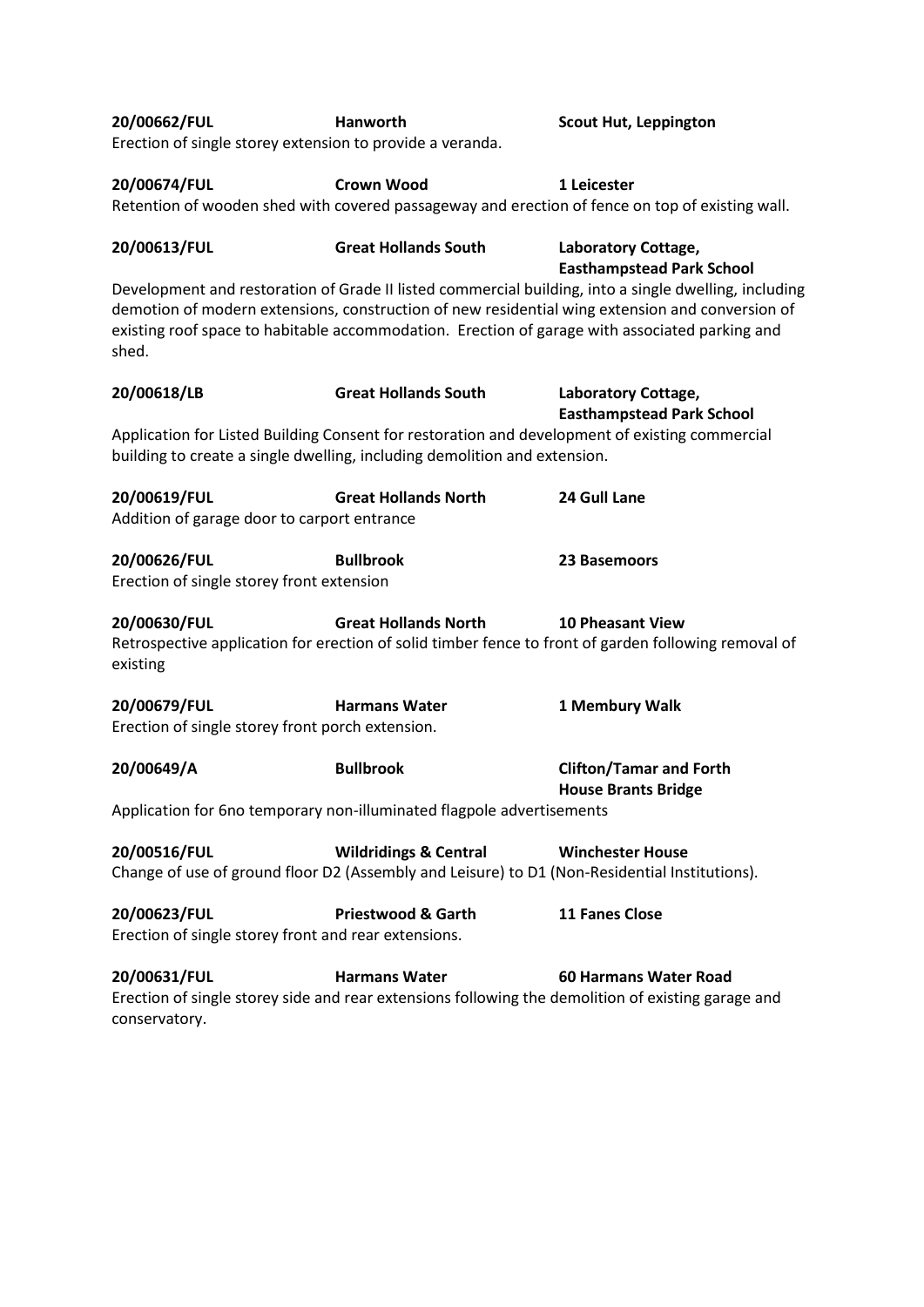**20/00662/FUL** **Hanworth** **Scout Hut, Leppington**

Erection of single storey extension to provide a veranda.

**20/00674/FUL** **Crown Wood** **1 Leicester**

Retention of wooden shed with covered passageway and erection of fence on top of existing wall.

**20/00613/FUL** **Great Hollands South** **Laboratory Cottage, Easthampstead Park School**

Development and restoration of Grade II listed commercial building, into a single dwelling, including demotion of modern extensions, construction of new residential wing extension and conversion of existing roof space to habitable accommodation. Erection of garage with associated parking and shed.

**20/00618/LB** **Great Hollands South** **Laboratory Cottage, Easthampstead Park School**

Application for Listed Building Consent for restoration and development of existing commercial building to create a single dwelling, including demolition and extension.

**20/00619/FUL** **Great Hollands North** **24 Gull Lane**

Addition of garage door to carport entrance

**20/00626/FUL** **Bullbrook** **23 Basemoors**

Erection of single storey front extension

**20/00630/FUL** **Great Hollands North** **10 Pheasant View**

Retrospective application for erection of solid timber fence to front of garden following removal of existing

**20/00679/FUL** **Harmans Water** **1 Membury Walk**

Erection of single storey front porch extension.

**20/00649/A** **Bullbrook** **Clifton/Tamar and Forth House Brants Bridge**

Application for 6no temporary non-illuminated flagpole advertisements

**20/00516/FUL** **Wildridings & Central** **Winchester House**

Change of use of ground floor D2 (Assembly and Leisure) to D1 (Non-Residential Institutions).

**20/00623/FUL** **Priestwood & Garth** **11 Fanes Close**

Erection of single storey front and rear extensions.

**20/00631/FUL** **Harmans Water** **60 Harmans Water Road**

Erection of single storey side and rear extensions following the demolition of existing garage and conservatory.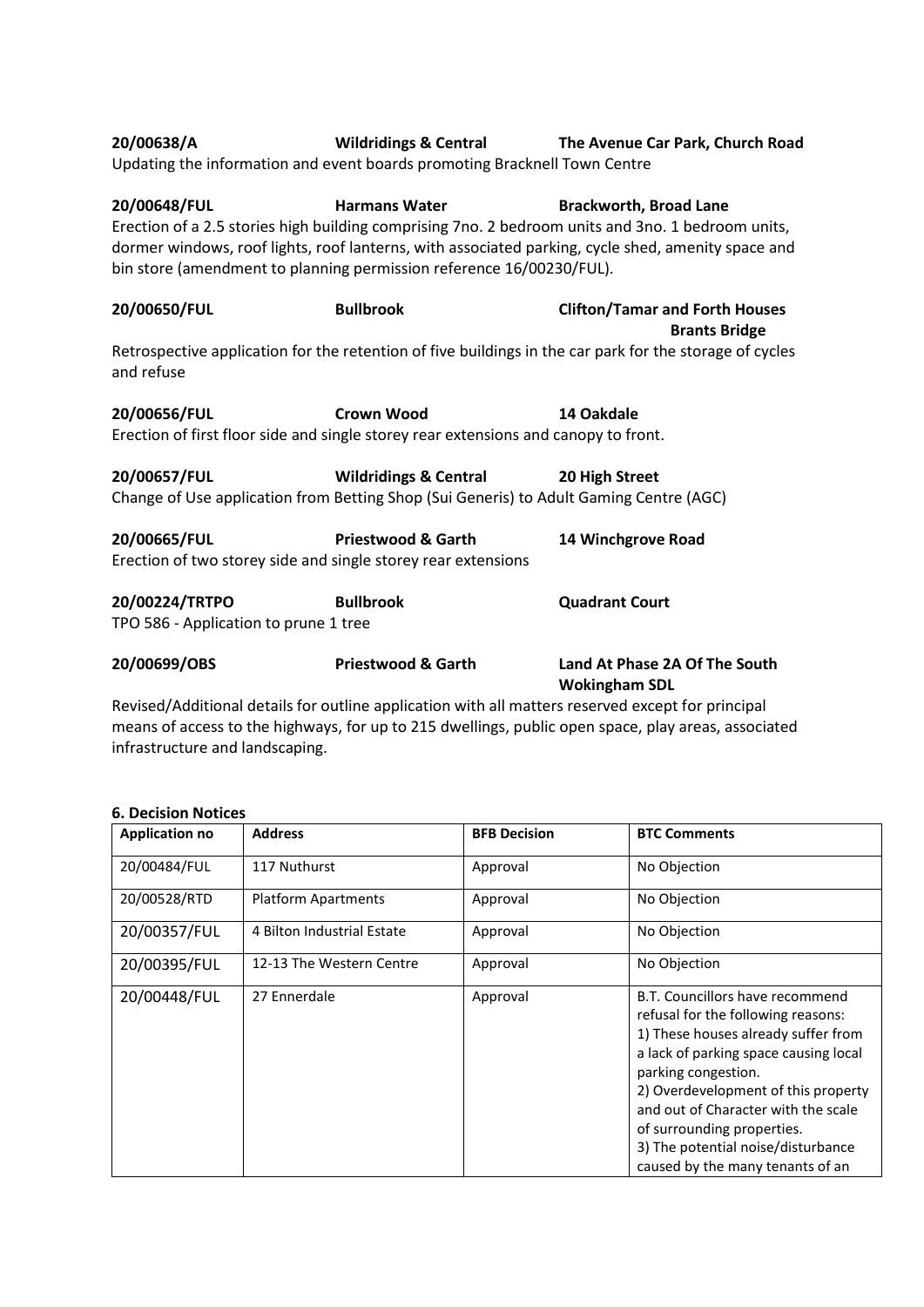**20/00638/A** **Wildridings & Central** **The Avenue Car Park, Church Road**

Updating the information and event boards promoting Bracknell Town Centre

**20/00648/FUL** **Harmans Water** **Brackworth, Broad Lane**

Erection of a 2.5 stories high building comprising 7no. 2 bedroom units and 3no. 1 bedroom units, dormer windows, roof lights, roof lanterns, with associated parking, cycle shed, amenity space and bin store (amendment to planning permission reference 16/00230/FUL).

**20/00650/FUL** **Bullbrook** **Clifton/Tamar and Forth Houses Brants Bridge**

Retrospective application for the retention of five buildings in the car park for the storage of cycles and refuse

**20/00656/FUL** **Crown Wood** **14 Oakdale**

Erection of first floor side and single storey rear extensions and canopy to front.

**20/00657/FUL** **Wildridings & Central** **20 High Street**

Change of Use application from Betting Shop (Sui Generis) to Adult Gaming Centre (AGC)

**20/00665/FUL** **Priestwood & Garth** **14 Winchgrove Road**

Erection of two storey side and single storey rear extensions

**20/00224/TRTPO** **Bullbrook** **Quadrant Court**

TPO 586 - Application to prune 1 tree

**20/00699/OBS** **Priestwood & Garth** **Land At Phase 2A Of The South Wokingham SDL**

Revised/Additional details for outline application with all matters reserved except for principal means of access to the highways, for up to 215 dwellings, public open space, play areas, associated infrastructure and landscaping.

**6. Decision Notices**

| Application no | Address | BFB Decision | BTC Comments |
|---|---|---|---|
| 20/00484/FUL | 117 Nuthurst | Approval | No Objection |
| 20/00528/RTD | Platform Apartments | Approval | No Objection |
| 20/00357/FUL | 4 Bilton Industrial Estate | Approval | No Objection |
| 20/00395/FUL | 12-13 The Western Centre | Approval | No Objection |
| 20/00448/FUL | 27 Ennerdale | Approval | B.T. Councillors have recommend refusal for the following reasons: 1) These houses already suffer from a lack of parking space causing local parking congestion. 2) Overdevelopment of this property and out of Character with the scale of surrounding properties. 3) The potential noise/disturbance caused by the many tenants of an |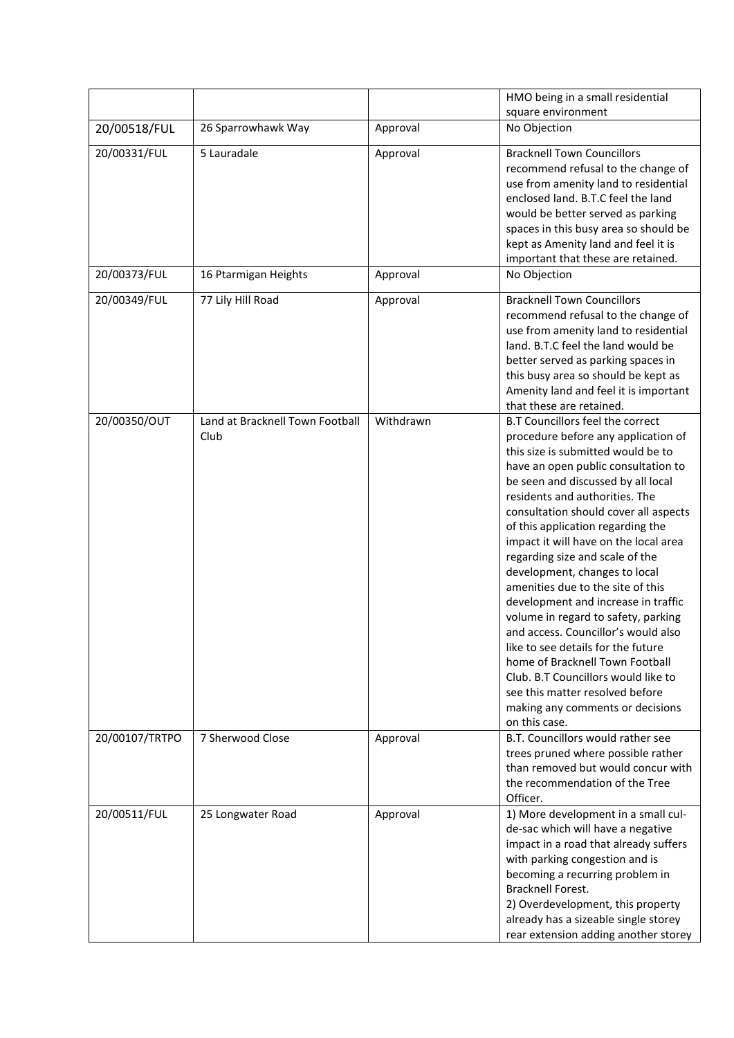| | | | HMO being in a small residential square environment |
|---|---|---|---|
| 20/00518/FUL | 26 Sparrowhawk Way | Approval | No Objection |
| 20/00331/FUL | 5 Lauradale | Approval | Bracknell Town Councillors recommend refusal to the change of use from amenity land to residential enclosed land. B.T.C feel the land would be better served as parking spaces in this busy area so should be kept as Amenity land and feel it is important that these are retained. |
| 20/00373/FUL | 16 Ptarmigan Heights | Approval | No Objection |
| 20/00349/FUL | 77 Lily Hill Road | Approval | Bracknell Town Councillors recommend refusal to the change of use from amenity land to residential land. B.T.C feel the land would be better served as parking spaces in this busy area so should be kept as Amenity land and feel it is important that these are retained. |
| 20/00350/OUT | Land at Bracknell Town Football Club | Withdrawn | B.T Councillors feel the correct procedure before any application of this size is submitted would be to have an open public consultation to be seen and discussed by all local residents and authorities. The consultation should cover all aspects of this application regarding the impact it will have on the local area regarding size and scale of the development, changes to local amenities due to the site of this development and increase in traffic volume in regard to safety, parking and access. Councillor's would also like to see details for the future home of Bracknell Town Football Club. B.T Councillors would like to see this matter resolved before making any comments or decisions on this case. |
| 20/00107/TRTPO | 7 Sherwood Close | Approval | B.T. Councillors would rather see trees pruned where possible rather than removed but would concur with the recommendation of the Tree Officer. |
| 20/00511/FUL | 25 Longwater Road | Approval | 1) More development in a small cul-de-sac which will have a negative impact in a road that already suffers with parking congestion and is becoming a recurring problem in Bracknell Forest.<br>2) Overdevelopment, this property already has a sizeable single storey rear extension adding another storey |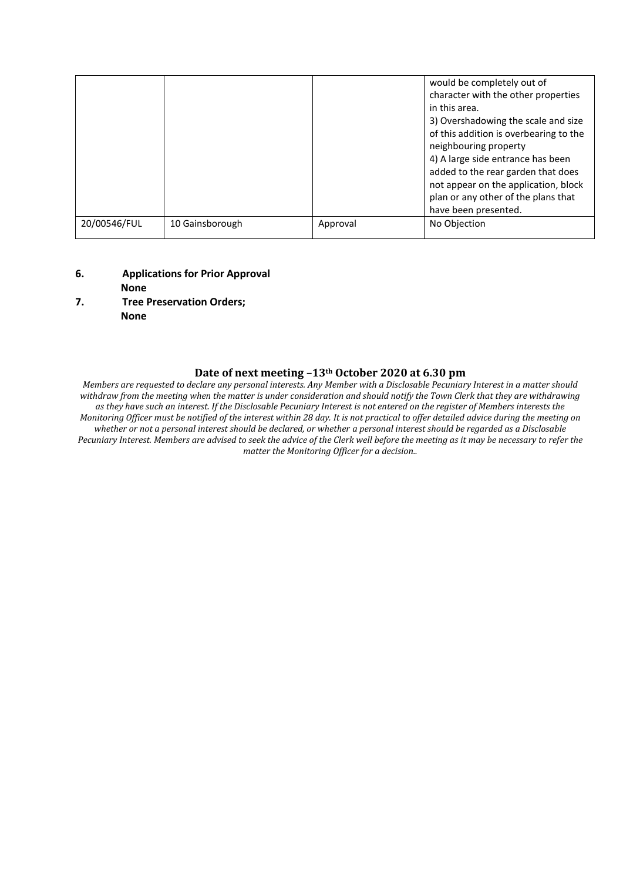| | | | |
|---|---|---|---|
| | | | would be completely out of character with the other properties in this area.<br>3) Overshadowing the scale and size of this addition is overbearing to the neighbouring property<br>4) A large side entrance has been added to the rear garden that does not appear on the application, block plan or any other of the plans that have been presented. |
| 20/00546/FUL | 10 Gainsborough | Approval | No Objection |

**6. Applications for Prior Approval**
**None**

**7. Tree Preservation Orders;**
**None**

**Date of next meeting –13th October 2020 at 6.30 pm**

*Members are requested to declare any personal interests. Any Member with a Disclosable Pecuniary Interest in a matter should withdraw from the meeting when the matter is under consideration and should notify the Town Clerk that they are withdrawing as they have such an interest. If the Disclosable Pecuniary Interest is not entered on the register of Members interests the Monitoring Officer must be notified of the interest within 28 day. It is not practical to offer detailed advice during the meeting on whether or not a personal interest should be declared, or whether a personal interest should be regarded as a Disclosable Pecuniary Interest. Members are advised to seek the advice of the Clerk well before the meeting as it may be necessary to refer the matter the Monitoring Officer for a decision..*